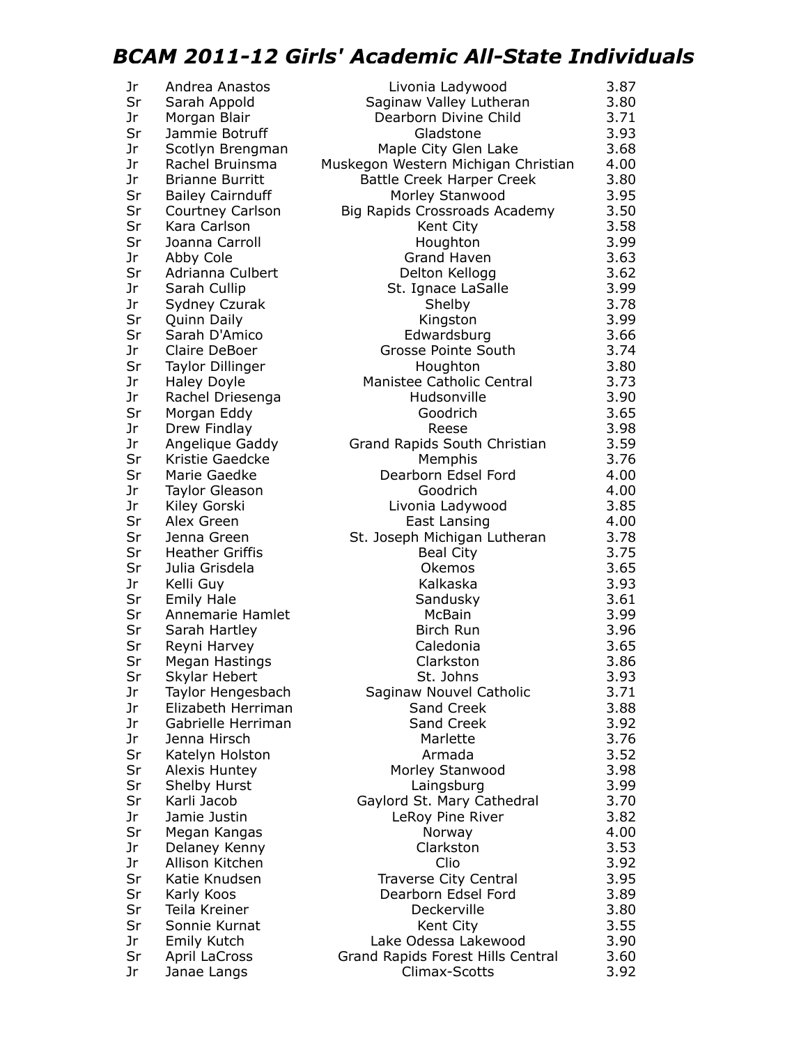# BCAM 2011-12 Girls' Academic All-State Individuals

| | | | |
|---|---|---|---|
| Jr | Andrea Anastos | Livonia Ladywood | 3.87 |
| Sr | Sarah Appold | Saginaw Valley Lutheran | 3.80 |
| Jr | Morgan Blair | Dearborn Divine Child | 3.71 |
| Sr | Jammie Botruff | Gladstone | 3.93 |
| Jr | Scotlyn Brengman | Maple City Glen Lake | 3.68 |
| Jr | Rachel Bruinsma | Muskegon Western Michigan Christian | 4.00 |
| Jr | Brianne Burritt | Battle Creek Harper Creek | 3.80 |
| Sr | Bailey Cairnduff | Morley Stanwood | 3.95 |
| Sr | Courtney Carlson | Big Rapids Crossroads Academy | 3.50 |
| Sr | Kara Carlson | Kent City | 3.58 |
| Sr | Joanna Carroll | Houghton | 3.99 |
| Jr | Abby Cole | Grand Haven | 3.63 |
| Sr | Adrianna Culbert | Delton Kellogg | 3.62 |
| Jr | Sarah Cullip | St. Ignace LaSalle | 3.99 |
| Jr | Sydney Czurak | Shelby | 3.78 |
| Sr | Quinn Daily | Kingston | 3.99 |
| Sr | Sarah D'Amico | Edwardsburg | 3.66 |
| Jr | Claire DeBoer | Grosse Pointe South | 3.74 |
| Sr | Taylor Dillinger | Houghton | 3.80 |
| Jr | Haley Doyle | Manistee Catholic Central | 3.73 |
| Jr | Rachel Driesenga | Hudsonville | 3.90 |
| Sr | Morgan Eddy | Goodrich | 3.65 |
| Jr | Drew Findlay | Reese | 3.98 |
| Jr | Angelique Gaddy | Grand Rapids South Christian | 3.59 |
| Sr | Kristie Gaedcke | Memphis | 3.76 |
| Sr | Marie Gaedke | Dearborn Edsel Ford | 4.00 |
| Jr | Taylor Gleason | Goodrich | 4.00 |
| Jr | Kiley Gorski | Livonia Ladywood | 3.85 |
| Sr | Alex Green | East Lansing | 4.00 |
| Sr | Jenna Green | St. Joseph Michigan Lutheran | 3.78 |
| Sr | Heather Griffis | Beal City | 3.75 |
| Sr | Julia Grisdela | Okemos | 3.65 |
| Jr | Kelli Guy | Kalkaska | 3.93 |
| Sr | Emily Hale | Sandusky | 3.61 |
| Sr | Annemarie Hamlet | McBain | 3.99 |
| Sr | Sarah Hartley | Birch Run | 3.96 |
| Sr | Reyni Harvey | Caledonia | 3.65 |
| Sr | Megan Hastings | Clarkston | 3.86 |
| Sr | Skylar Hebert | St. Johns | 3.93 |
| Jr | Taylor Hengesbach | Saginaw Nouvel Catholic | 3.71 |
| Jr | Elizabeth Herriman | Sand Creek | 3.88 |
| Jr | Gabrielle Herriman | Sand Creek | 3.92 |
| Jr | Jenna Hirsch | Marlette | 3.76 |
| Sr | Katelyn Holston | Armada | 3.52 |
| Sr | Alexis Huntey | Morley Stanwood | 3.98 |
| Sr | Shelby Hurst | Laingsburg | 3.99 |
| Sr | Karli Jacob | Gaylord St. Mary Cathedral | 3.70 |
| Jr | Jamie Justin | LeRoy Pine River | 3.82 |
| Sr | Megan Kangas | Norway | 4.00 |
| Jr | Delaney Kenny | Clarkston | 3.53 |
| Jr | Allison Kitchen | Clio | 3.92 |
| Sr | Katie Knudsen | Traverse City Central | 3.95 |
| Sr | Karly Koos | Dearborn Edsel Ford | 3.89 |
| Sr | Teila Kreiner | Deckerville | 3.80 |
| Sr | Sonnie Kurnat | Kent City | 3.55 |
| Jr | Emily Kutch | Lake Odessa Lakewood | 3.90 |
| Sr | April LaCross | Grand Rapids Forest Hills Central | 3.60 |
| Jr | Janae Langs | Climax-Scotts | 3.92 |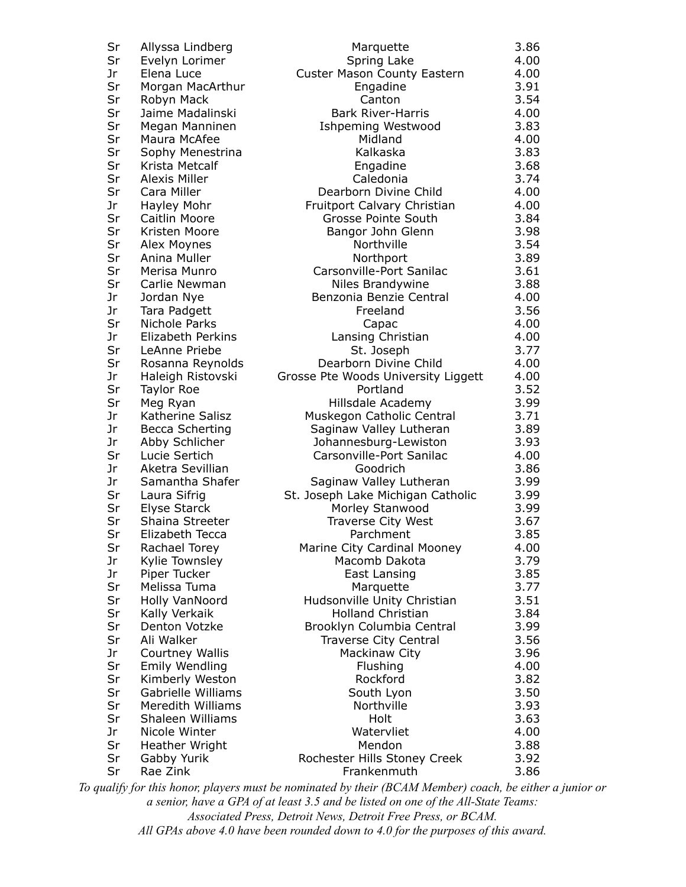| | | | |
|---|---|---|---|
| Sr | Allyssa Lindberg | Marquette | 3.86 |
| Sr | Evelyn Lorimer | Spring Lake | 4.00 |
| Jr | Elena Luce | Custer Mason County Eastern | 4.00 |
| Sr | Morgan MacArthur | Engadine | 3.91 |
| Sr | Robyn Mack | Canton | 3.54 |
| Sr | Jaime Madalinski | Bark River-Harris | 4.00 |
| Sr | Megan Manninen | Ishpeming Westwood | 3.83 |
| Sr | Maura McAfee | Midland | 4.00 |
| Sr | Sophy Menestrina | Kalkaska | 3.83 |
| Sr | Krista Metcalf | Engadine | 3.68 |
| Sr | Alexis Miller | Caledonia | 3.74 |
| Sr | Cara Miller | Dearborn Divine Child | 4.00 |
| Jr | Hayley Mohr | Fruitport Calvary Christian | 4.00 |
| Sr | Caitlin Moore | Grosse Pointe South | 3.84 |
| Sr | Kristen Moore | Bangor John Glenn | 3.98 |
| Sr | Alex Moynes | Northville | 3.54 |
| Sr | Anina Muller | Northport | 3.89 |
| Sr | Merisa Munro | Carsonville-Port Sanilac | 3.61 |
| Sr | Carlie Newman | Niles Brandywine | 3.88 |
| Jr | Jordan Nye | Benzonia Benzie Central | 4.00 |
| Jr | Tara Padgett | Freeland | 3.56 |
| Sr | Nichole Parks | Capac | 4.00 |
| Jr | Elizabeth Perkins | Lansing Christian | 4.00 |
| Sr | LeAnne Priebe | St. Joseph | 3.77 |
| Sr | Rosanna Reynolds | Dearborn Divine Child | 4.00 |
| Jr | Haleigh Ristovski | Grosse Pte Woods University Liggett | 4.00 |
| Sr | Taylor Roe | Portland | 3.52 |
| Sr | Meg Ryan | Hillsdale Academy | 3.99 |
| Jr | Katherine Salisz | Muskegon Catholic Central | 3.71 |
| Jr | Becca Scherting | Saginaw Valley Lutheran | 3.89 |
| Jr | Abby Schlicher | Johannesburg-Lewiston | 3.93 |
| Sr | Lucie Sertich | Carsonville-Port Sanilac | 4.00 |
| Jr | Aketra Sevillian | Goodrich | 3.86 |
| Jr | Samantha Shafer | Saginaw Valley Lutheran | 3.99 |
| Sr | Laura Sifrig | St. Joseph Lake Michigan Catholic | 3.99 |
| Sr | Elyse Starck | Morley Stanwood | 3.99 |
| Sr | Shaina Streeter | Traverse City West | 3.67 |
| Sr | Elizabeth Tecca | Parchment | 3.85 |
| Sr | Rachael Torey | Marine City Cardinal Mooney | 4.00 |
| Jr | Kylie Townsley | Macomb Dakota | 3.79 |
| Jr | Piper Tucker | East Lansing | 3.85 |
| Sr | Melissa Tuma | Marquette | 3.77 |
| Sr | Holly VanNoord | Hudsonville Unity Christian | 3.51 |
| Sr | Kally Verkaik | Holland Christian | 3.84 |
| Sr | Denton Votzke | Brooklyn Columbia Central | 3.99 |
| Sr | Ali Walker | Traverse City Central | 3.56 |
| Jr | Courtney Wallis | Mackinaw City | 3.96 |
| Sr | Emily Wendling | Flushing | 4.00 |
| Sr | Kimberly Weston | Rockford | 3.82 |
| Sr | Gabrielle Williams | South Lyon | 3.50 |
| Sr | Meredith Williams | Northville | 3.93 |
| Sr | Shaleen Williams | Holt | 3.63 |
| Jr | Nicole Winter | Watervliet | 4.00 |
| Sr | Heather Wright | Mendon | 3.88 |
| Sr | Gabby Yurik | Rochester Hills Stoney Creek | 3.92 |
| Sr | Rae Zink | Frankenmuth | 3.86 |

*To qualify for this honor, players must be nominated by their (BCAM Member) coach, be either a junior or a senior, have a GPA of at least 3.5 and be listed on one of the All-State Teams: Associated Press, Detroit News, Detroit Free Press, or BCAM.*

*All GPAs above 4.0 have been rounded down to 4.0 for the purposes of this award.*